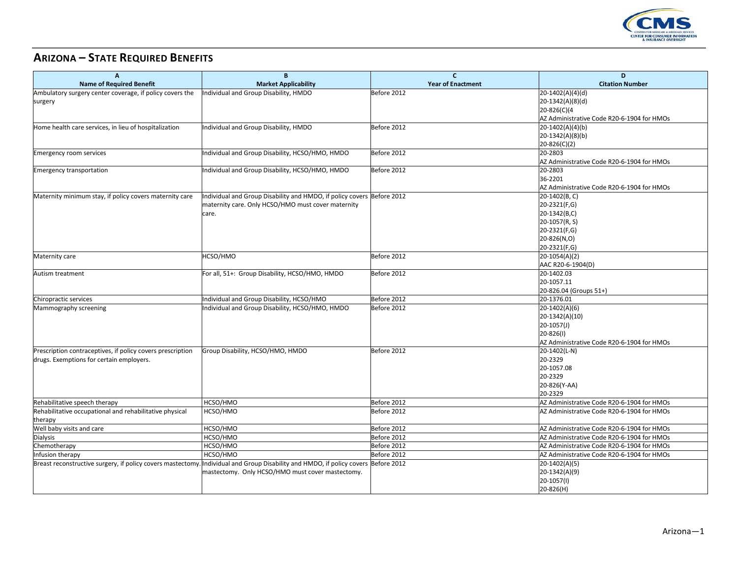# ARIZONA – STATE REQUIRED BENEFITS

| A<br>Name of Required Benefit | B<br>Market Applicability | C<br>Year of Enactment | D<br>Citation Number |
|---|---|---|---|
| Ambulatory surgery center coverage, if policy covers the surgery | Individual and Group Disability, HMDO | Before 2012 | 20-1402(A)(4)(d)<br>20-1342(A)(8)(d)<br>20-826(C)(4<br>AZ Administrative Code R20-6-1904 for HMOs |
| Home health care services, in lieu of hospitalization | Individual and Group Disability, HMDO | Before 2012 | 20-1402(A)(4)(b)<br>20-1342(A)(8)(b)<br>20-826(C)(2) |
| Emergency room services | Individual and Group Disability, HCSO/HMO, HMDO | Before 2012 | 20-2803<br>AZ Administrative Code R20-6-1904 for HMOs |
| Emergency transportation | Individual and Group Disability, HCSO/HMO, HMDO | Before 2012 | 20-2803<br>36-2201<br>AZ Administrative Code R20-6-1904 for HMOs |
| Maternity minimum stay, if policy covers maternity care | Individual and Group Disability and HMDO, if policy covers maternity care. Only HCSO/HMO must cover maternity care. | Before 2012 | 20-1402(B, C)<br>20-2321(F,G)<br>20-1342(B,C)<br>20-1057(R, S)<br>20-2321(F,G)<br>20-826(N,O)<br>20-2321(F,G) |
| Maternity care | HCSO/HMO | Before 2012 | 20-1054(A)(2)<br>AAC R20-6-1904(D) |
| Autism treatment | For all, 51+: Group Disability, HCSO/HMO, HMDO | Before 2012 | 20-1402.03<br>20-1057.11<br>20-826.04 (Groups 51+) |
| Chiropractic services | Individual and Group Disability, HCSO/HMO | Before 2012 | 20-1376.01 |
| Mammography screening | Individual and Group Disability, HCSO/HMO, HMDO | Before 2012 | 20-1402(A)(6)<br>20-1342(A)(10)<br>20-1057(J)<br>20-826(I)<br>AZ Administrative Code R20-6-1904 for HMOs |
| Prescription contraceptives, if policy covers prescription drugs. Exemptions for certain employers. | Group Disability, HCSO/HMO, HMDO | Before 2012 | 20-1402(L-N)<br>20-2329<br>20-1057.08<br>20-2329<br>20-826(Y-AA)<br>20-2329 |
| Rehabilitative speech therapy | HCSO/HMO | Before 2012 | AZ Administrative Code R20-6-1904 for HMOs |
| Rehabilitative occupational and rehabilitative physical therapy | HCSO/HMO | Before 2012 | AZ Administrative Code R20-6-1904 for HMOs |
| Well baby visits and care | HCSO/HMO | Before 2012 | AZ Administrative Code R20-6-1904 for HMOs |
| Dialysis | HCSO/HMO | Before 2012 | AZ Administrative Code R20-6-1904 for HMOs |
| Chemotherapy | HCSO/HMO | Before 2012 | AZ Administrative Code R20-6-1904 for HMOs |
| Infusion therapy | HCSO/HMO | Before 2012 | AZ Administrative Code R20-6-1904 for HMOs |
| Breast reconstructive surgery, if policy covers mastectomy. | Individual and Group Disability and HMDO, if policy covers mastectomy. Only HCSO/HMO must cover mastectomy. | Before 2012 | 20-1402(A)(5)<br>20-1342(A)(9)<br>20-1057(I)<br>20-826(H) |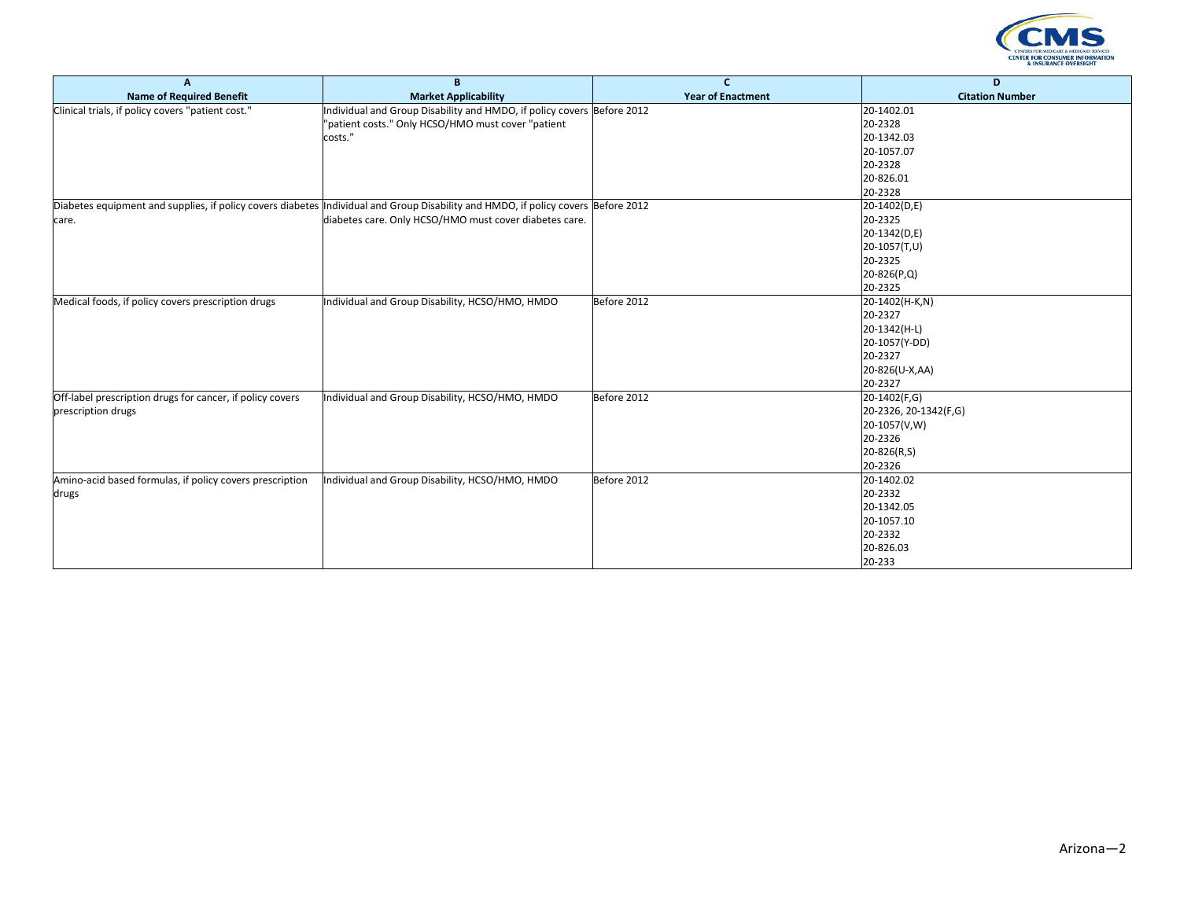| A<br>Name of Required Benefit | B<br>Market Applicability | C<br>Year of Enactment | D<br>Citation Number |
|---|---|---|---|
| Clinical trials, if policy covers "patient cost." | Individual and Group Disability and HMDO, if policy covers "patient costs." Only HCSO/HMO must cover "patient costs." | Before 2012 | 20-1402.01<br>20-2328<br>20-1342.03<br>20-1057.07<br>20-2328<br>20-826.01<br>20-2328 |
| Diabetes equipment and supplies, if policy covers diabetes care. | Individual and Group Disability and HMDO, if policy covers diabetes care. Only HCSO/HMO must cover diabetes care. | Before 2012 | 20-1402(D,E)<br>20-2325<br>20-1342(D,E)<br>20-1057(T,U)<br>20-2325<br>20-826(P,Q)<br>20-2325 |
| Medical foods, if policy covers prescription drugs | Individual and Group Disability, HCSO/HMO, HMDO | Before 2012 | 20-1402(H-K,N)<br>20-2327<br>20-1342(H-L)<br>20-1057(Y-DD)<br>20-2327<br>20-826(U-X,AA)<br>20-2327 |
| Off-label prescription drugs for cancer, if policy covers prescription drugs | Individual and Group Disability, HCSO/HMO, HMDO | Before 2012 | 20-1402(F,G)<br>20-2326, 20-1342(F,G)<br>20-1057(V,W)<br>20-2326<br>20-826(R,S)<br>20-2326 |
| Amino-acid based formulas, if policy covers prescription drugs | Individual and Group Disability, HCSO/HMO, HMDO | Before 2012 | 20-1402.02<br>20-2332<br>20-1342.05<br>20-1057.10<br>20-2332<br>20-826.03<br>20-233 |